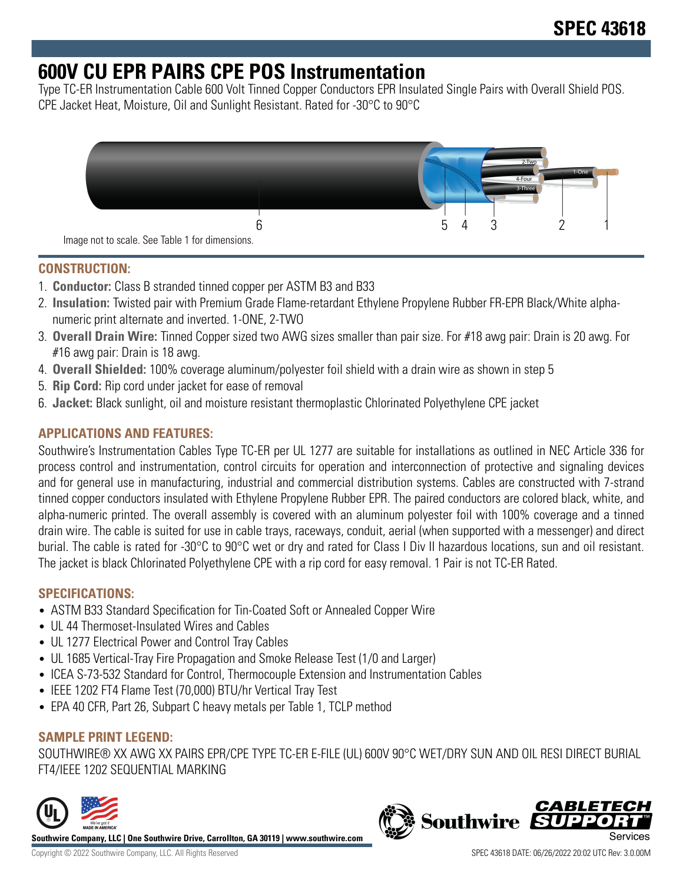# SPEC 43618

# 600V CU EPR PAIRS CPE POS Instrumentation

Type TC-ER Instrumentation Cable 600 Volt Tinned Copper Conductors EPR Insulated Single Pairs with Overall Shield POS. CPE Jacket Heat, Moisture, Oil and Sunlight Resistant. Rated for -30°C to 90°C

Image not to scale. See Table 1 for dimensions.

## CONSTRUCTION:

1. **Conductor:** Class B stranded tinned copper per ASTM B3 and B33
2. **Insulation:** Twisted pair with Premium Grade Flame-retardant Ethylene Propylene Rubber FR-EPR Black/White alpha-numeric print alternate and inverted. 1-ONE, 2-TWO
3. **Overall Drain Wire:** Tinned Copper sized two AWG sizes smaller than pair size. For #18 awg pair: Drain is 20 awg. For #16 awg pair: Drain is 18 awg.
4. **Overall Shielded:** 100% coverage aluminum/polyester foil shield with a drain wire as shown in step 5
5. **Rip Cord:** Rip cord under jacket for ease of removal
6. **Jacket:** Black sunlight, oil and moisture resistant thermoplastic Chlorinated Polyethylene CPE jacket

## APPLICATIONS AND FEATURES:

Southwire's Instrumentation Cables Type TC-ER per UL 1277 are suitable for installations as outlined in NEC Article 336 for process control and instrumentation, control circuits for operation and interconnection of protective and signaling devices and for general use in manufacturing, industrial and commercial distribution systems. Cables are constructed with 7-strand tinned copper conductors insulated with Ethylene Propylene Rubber EPR. The paired conductors are colored black, white, and alpha-numeric printed. The overall assembly is covered with an aluminum polyester foil with 100% coverage and a tinned drain wire. The cable is suited for use in cable trays, raceways, conduit, aerial (when supported with a messenger) and direct burial. The cable is rated for -30°C to 90°C wet or dry and rated for Class I Div II hazardous locations, sun and oil resistant. The jacket is black Chlorinated Polyethylene CPE with a rip cord for easy removal. 1 Pair is not TC-ER Rated.

## SPECIFICATIONS:

- ASTM B33 Standard Specification for Tin-Coated Soft or Annealed Copper Wire
- UL 44 Thermoset-Insulated Wires and Cables
- UL 1277 Electrical Power and Control Tray Cables
- UL 1685 Vertical-Tray Fire Propagation and Smoke Release Test (1/0 and Larger)
- ICEA S-73-532 Standard for Control, Thermocouple Extension and Instrumentation Cables
- IEEE 1202 FT4 Flame Test (70,000) BTU/hr Vertical Tray Test
- EPA 40 CFR, Part 26, Subpart C heavy metals per Table 1, TCLP method

## SAMPLE PRINT LEGEND:

SOUTHWIRE® XX AWG XX PAIRS EPR/CPE TYPE TC-ER E-FILE (UL) 600V 90°C WET/DRY SUN AND OIL RESI DIRECT BURIAL FT4/IEEE 1202 SEQUENTIAL MARKING

**Southwire Company, LLC | One Southwire Drive, Carrollton, GA 30119 | www.southwire.com**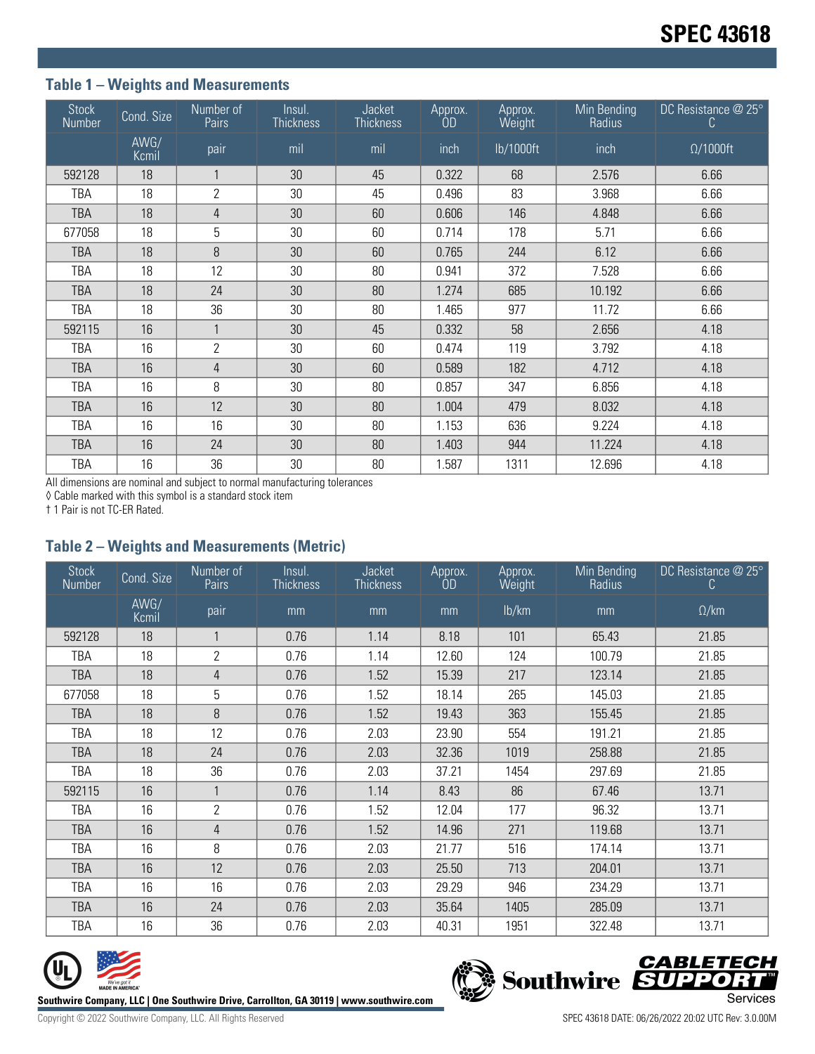# SPEC 43618

### Table 1 – Weights and Measurements

| Stock Number | Cond. Size | Number of Pairs | Insul. Thickness | Jacket Thickness | Approx. OD | Approx. Weight | Min Bending Radius | DC Resistance @ 25° C |
|---|---|---|---|---|---|---|---|---|
| | AWG/ Kcmil | pair | mil | mil | inch | lb/1000ft | inch | Ω/1000ft |
| 592128 | 18 | 1 | 30 | 45 | 0.322 | 68 | 2.576 | 6.66 |
| TBA | 18 | 2 | 30 | 45 | 0.496 | 83 | 3.968 | 6.66 |
| TBA | 18 | 4 | 30 | 60 | 0.606 | 146 | 4.848 | 6.66 |
| 677058 | 18 | 5 | 30 | 60 | 0.714 | 178 | 5.71 | 6.66 |
| TBA | 18 | 8 | 30 | 60 | 0.765 | 244 | 6.12 | 6.66 |
| TBA | 18 | 12 | 30 | 80 | 0.941 | 372 | 7.528 | 6.66 |
| TBA | 18 | 24 | 30 | 80 | 1.274 | 685 | 10.192 | 6.66 |
| TBA | 18 | 36 | 30 | 80 | 1.465 | 977 | 11.72 | 6.66 |
| 592115 | 16 | 1 | 30 | 45 | 0.332 | 58 | 2.656 | 4.18 |
| TBA | 16 | 2 | 30 | 60 | 0.474 | 119 | 3.792 | 4.18 |
| TBA | 16 | 4 | 30 | 60 | 0.589 | 182 | 4.712 | 4.18 |
| TBA | 16 | 8 | 30 | 80 | 0.857 | 347 | 6.856 | 4.18 |
| TBA | 16 | 12 | 30 | 80 | 1.004 | 479 | 8.032 | 4.18 |
| TBA | 16 | 16 | 30 | 80 | 1.153 | 636 | 9.224 | 4.18 |
| TBA | 16 | 24 | 30 | 80 | 1.403 | 944 | 11.224 | 4.18 |
| TBA | 16 | 36 | 30 | 80 | 1.587 | 1311 | 12.696 | 4.18 |

All dimensions are nominal and subject to normal manufacturing tolerances

◊ Cable marked with this symbol is a standard stock item

† 1 Pair is not TC-ER Rated.

### Table 2 – Weights and Measurements (Metric)

| Stock Number | Cond. Size | Number of Pairs | Insul. Thickness | Jacket Thickness | Approx. OD | Approx. Weight | Min Bending Radius | DC Resistance @ 25° C |
|---|---|---|---|---|---|---|---|---|
| | AWG/ Kcmil | pair | mm | mm | mm | lb/km | mm | Ω/km |
| 592128 | 18 | 1 | 0.76 | 1.14 | 8.18 | 101 | 65.43 | 21.85 |
| TBA | 18 | 2 | 0.76 | 1.14 | 12.60 | 124 | 100.79 | 21.85 |
| TBA | 18 | 4 | 0.76 | 1.52 | 15.39 | 217 | 123.14 | 21.85 |
| 677058 | 18 | 5 | 0.76 | 1.52 | 18.14 | 265 | 145.03 | 21.85 |
| TBA | 18 | 8 | 0.76 | 1.52 | 19.43 | 363 | 155.45 | 21.85 |
| TBA | 18 | 12 | 0.76 | 2.03 | 23.90 | 554 | 191.21 | 21.85 |
| TBA | 18 | 24 | 0.76 | 2.03 | 32.36 | 1019 | 258.88 | 21.85 |
| TBA | 18 | 36 | 0.76 | 2.03 | 37.21 | 1454 | 297.69 | 21.85 |
| 592115 | 16 | 1 | 0.76 | 1.14 | 8.43 | 86 | 67.46 | 13.71 |
| TBA | 16 | 2 | 0.76 | 1.52 | 12.04 | 177 | 96.32 | 13.71 |
| TBA | 16 | 4 | 0.76 | 1.52 | 14.96 | 271 | 119.68 | 13.71 |
| TBA | 16 | 8 | 0.76 | 2.03 | 21.77 | 516 | 174.14 | 13.71 |
| TBA | 16 | 12 | 0.76 | 2.03 | 25.50 | 713 | 204.01 | 13.71 |
| TBA | 16 | 16 | 0.76 | 2.03 | 29.29 | 946 | 234.29 | 13.71 |
| TBA | 16 | 24 | 0.76 | 2.03 | 35.64 | 1405 | 285.09 | 13.71 |
| TBA | 16 | 36 | 0.76 | 2.03 | 40.31 | 1951 | 322.48 | 13.71 |

**Southwire Company, LLC | One Southwire Drive, Carrollton, GA 30119 | www.southwire.com**

Copyright © 2022 Southwire Company, LLC. All Rights Reserved

SPEC 43618 DATE: 06/26/2022 20:02 UTC Rev: 3.0.00M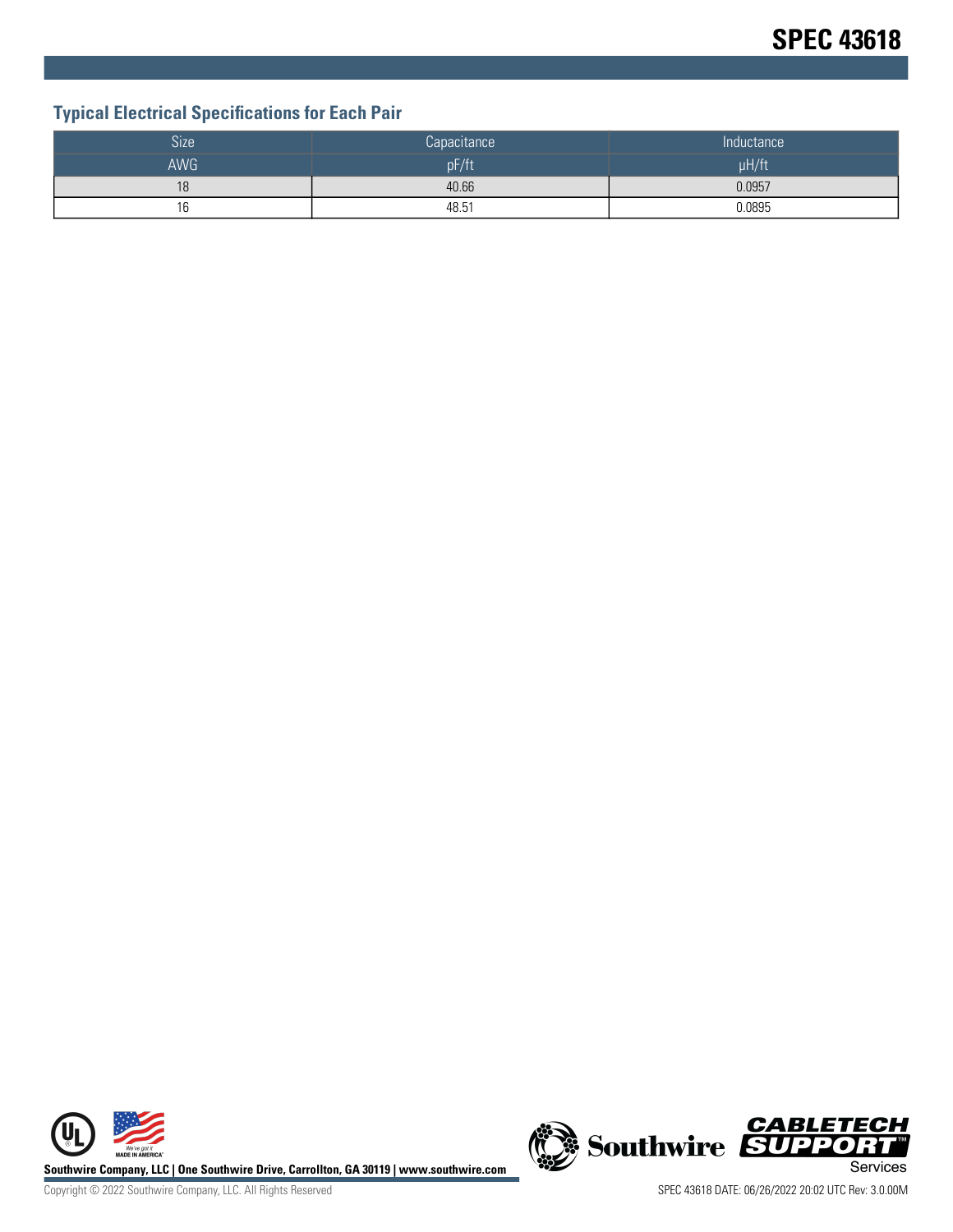## Typical Electrical Specifications for Each Pair

| Size | Capacitance | Inductance |
|---|---|---|
| AWG | pF/ft | μH/ft |
| 18 | 40.66 | 0.0957 |
| 16 | 48.51 | 0.0895 |